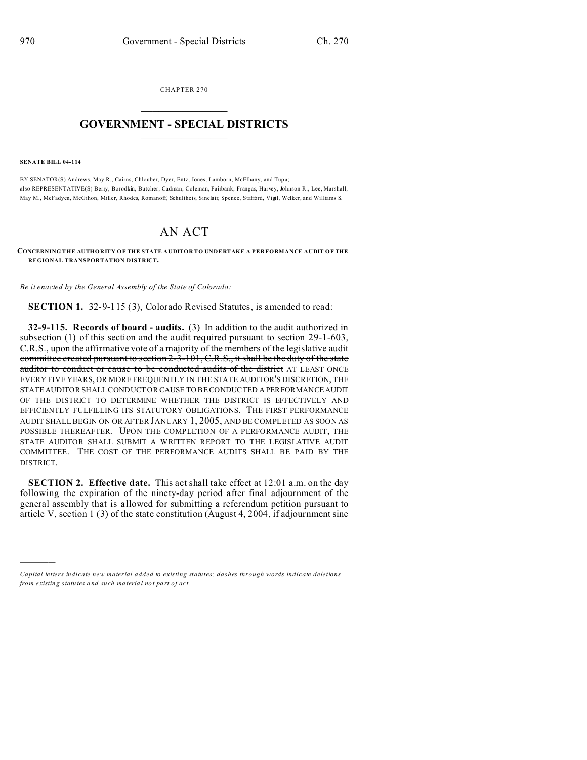CHAPTER 270

# GOVERNMENT - SPECIAL DISTRICTS

**SENATE BILL 04-114**

BY SENATOR(S) Andrews, May R., Cairns, Chlouber, Dyer, Entz, Jones, Lamborn, McElhany, and Tupa;
also REPRESENTATIVE(S) Berry, Borodkin, Butcher, Cadman, Coleman, Fairbank, Frangas, Harvey, Johnson R., Lee, Marshall, May M., McFadyen, McGihon, Miller, Rhodes, Romanoff, Schultheis, Sinclair, Spence, Stafford, Vigil, Welker, and Williams S.

# AN ACT

**CONCERNING THE AUTHORITY OF THE STATE AUDITOR TO UNDERTAKE A PERFORMANCE AUDIT OF THE REGIONAL TRANSPORTATION DISTRICT.**

*Be it enacted by the General Assembly of the State of Colorado:*

**SECTION 1.** 32-9-115 (3), Colorado Revised Statutes, is amended to read:

**32-9-115. Records of board - audits.** (3) In addition to the audit authorized in subsection (1) of this section and the audit required pursuant to section 29-1-603, C.R.S., ~~upon the affirmative vote of a majority of the members of the legislative audit committee created pursuant to section 2-3-101, C.R.S., it shall be the duty of the state auditor to conduct or cause to be conducted audits of the district~~ AT LEAST ONCE EVERY FIVE YEARS, OR MORE FREQUENTLY IN THE STATE AUDITOR'S DISCRETION, THE STATE AUDITOR SHALL CONDUCT OR CAUSE TO BE CONDUCTED A PERFORMANCE AUDIT OF THE DISTRICT TO DETERMINE WHETHER THE DISTRICT IS EFFECTIVELY AND EFFICIENTLY FULFILLING ITS STATUTORY OBLIGATIONS. THE FIRST PERFORMANCE AUDIT SHALL BEGIN ON OR AFTER JANUARY 1, 2005, AND BE COMPLETED AS SOON AS POSSIBLE THEREAFTER. UPON THE COMPLETION OF A PERFORMANCE AUDIT, THE STATE AUDITOR SHALL SUBMIT A WRITTEN REPORT TO THE LEGISLATIVE AUDIT COMMITTEE. THE COST OF THE PERFORMANCE AUDITS SHALL BE PAID BY THE DISTRICT.

**SECTION 2. Effective date.** This act shall take effect at 12:01 a.m. on the day following the expiration of the ninety-day period after final adjournment of the general assembly that is allowed for submitting a referendum petition pursuant to article V, section 1 (3) of the state constitution (August 4, 2004, if adjournment sine

*Capital letters indicate new material added to existing statutes; dashes through words indicate deletions from existing statutes and such material not part of act.*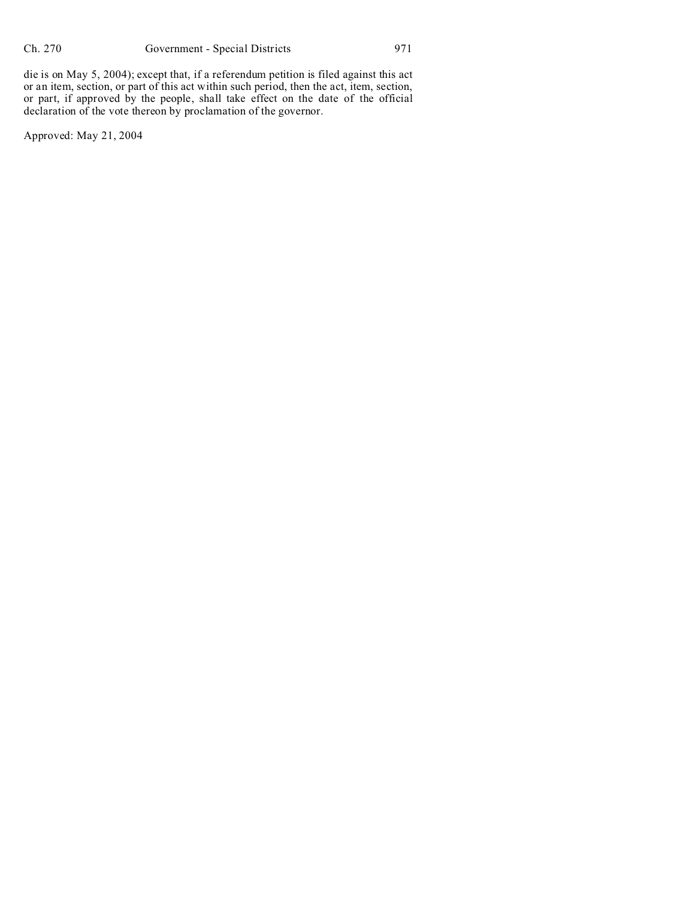die is on May 5, 2004); except that, if a referendum petition is filed against this act or an item, section, or part of this act within such period, then the act, item, section, or part, if approved by the people, shall take effect on the date of the official declaration of the vote thereon by proclamation of the governor.

Approved: May 21, 2004